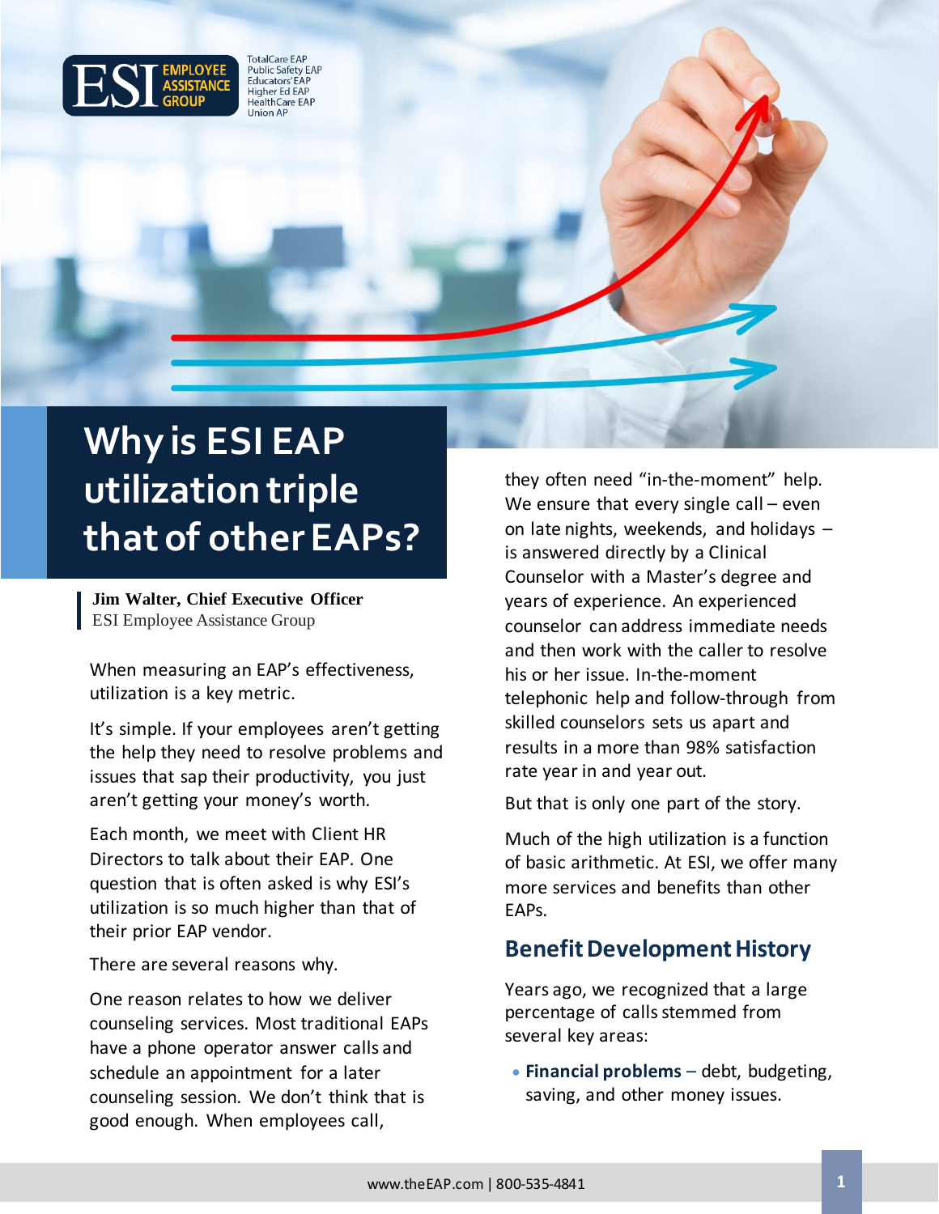# Why is ESI EAP utilization triple that of other EAPs?

**Jim Walter, Chief Executive Officer**
ESI Employee Assistance Group

When measuring an EAP's effectiveness, utilization is a key metric.

It's simple. If your employees aren't getting the help they need to resolve problems and issues that sap their productivity, you just aren't getting your money's worth.

Each month, we meet with Client HR Directors to talk about their EAP. One question that is often asked is why ESI's utilization is so much higher than that of their prior EAP vendor.

There are several reasons why.

One reason relates to how we deliver counseling services. Most traditional EAPs have a phone operator answer calls and schedule an appointment for a later counseling session. We don't think that is good enough. When employees call, they often need "in-the-moment" help. We ensure that every single call – even on late nights, weekends, and holidays – is answered directly by a Clinical Counselor with a Master's degree and years of experience. An experienced counselor can address immediate needs and then work with the caller to resolve his or her issue. In-the-moment telephonic help and follow-through from skilled counselors sets us apart and results in a more than 98% satisfaction rate year in and year out.

But that is only one part of the story.

Much of the high utilization is a function of basic arithmetic. At ESI, we offer many more services and benefits than other EAPs.

## Benefit Development History

Years ago, we recognized that a large percentage of calls stemmed from several key areas:

- **Financial problems** – debt, budgeting, saving, and other money issues.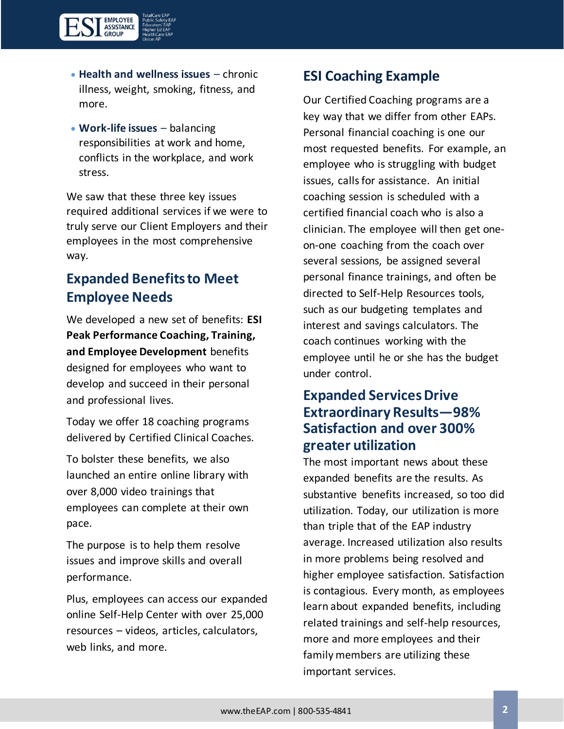- **Health and wellness issues** – chronic illness, weight, smoking, fitness, and more.
- **Work-life issues** – balancing responsibilities at work and home, conflicts in the workplace, and work stress.

We saw that these three key issues required additional services if we were to truly serve our Client Employers and their employees in the most comprehensive way.

## Expanded Benefits to Meet Employee Needs

We developed a new set of benefits: **ESI Peak Performance Coaching, Training, and Employee Development** benefits designed for employees who want to develop and succeed in their personal and professional lives.

Today we offer 18 coaching programs delivered by Certified Clinical Coaches.

To bolster these benefits, we also launched an entire online library with over 8,000 video trainings that employees can complete at their own pace.

The purpose is to help them resolve issues and improve skills and overall performance.

Plus, employees can access our expanded online Self-Help Center with over 25,000 resources – videos, articles, calculators, web links, and more.

## ESI Coaching Example

Our Certified Coaching programs are a key way that we differ from other EAPs. Personal financial coaching is one our most requested benefits. For example, an employee who is struggling with budget issues, calls for assistance. An initial coaching session is scheduled with a certified financial coach who is also a clinician. The employee will then get one-on-one coaching from the coach over several sessions, be assigned several personal finance trainings, and often be directed to Self-Help Resources tools, such as our budgeting templates and interest and savings calculators. The coach continues working with the employee until he or she has the budget under control.

## Expanded Services Drive Extraordinary Results—98% Satisfaction and over 300% greater utilization

The most important news about these expanded benefits are the results. As substantive benefits increased, so too did utilization. Today, our utilization is more than triple that of the EAP industry average. Increased utilization also results in more problems being resolved and higher employee satisfaction. Satisfaction is contagious. Every month, as employees learn about expanded benefits, including related trainings and self-help resources, more and more employees and their family members are utilizing these important services.